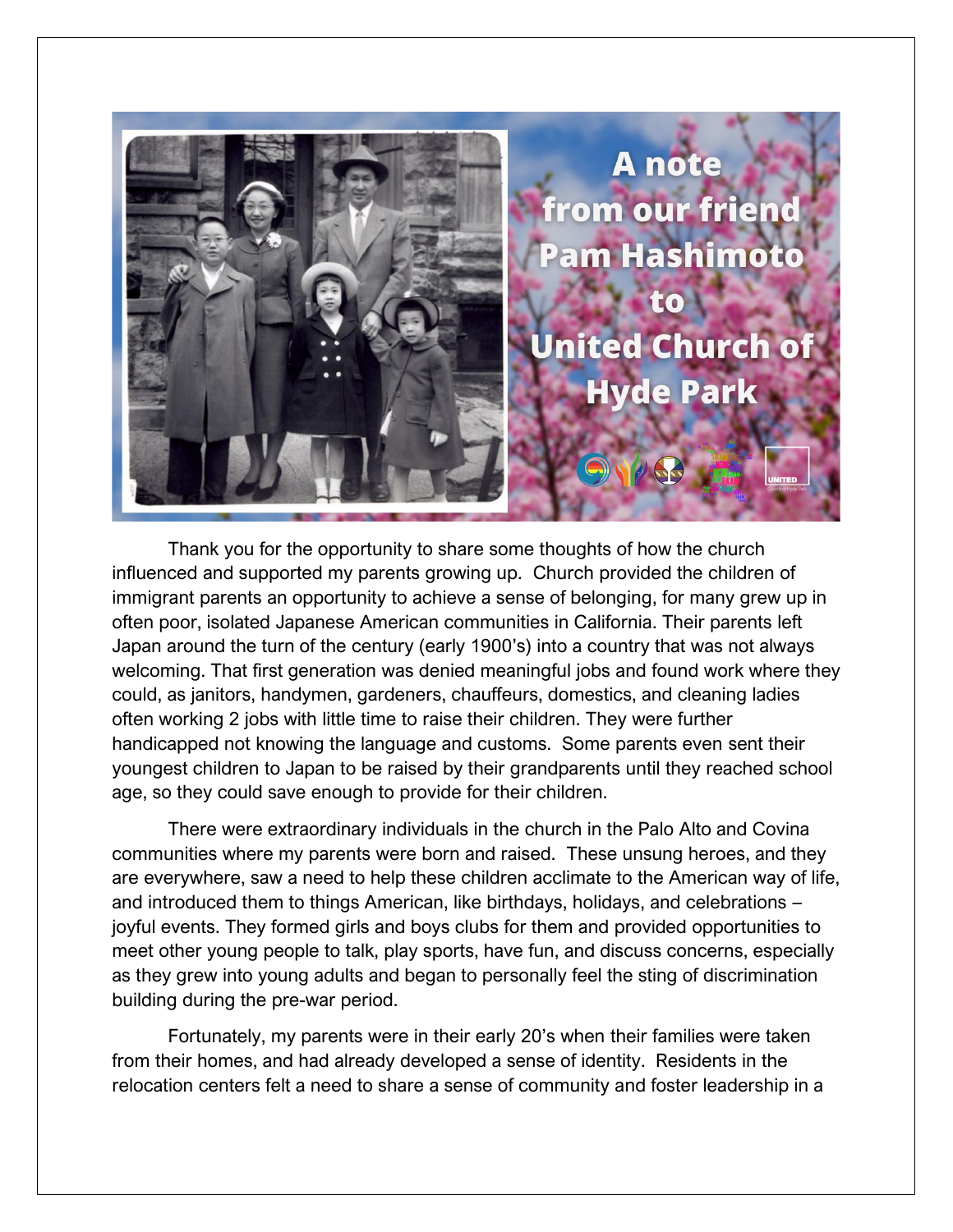# A note from our friend Pam Hashimoto to United Church of Hyde Park

Thank you for the opportunity to share some thoughts of how the church influenced and supported my parents growing up. Church provided the children of immigrant parents an opportunity to achieve a sense of belonging, for many grew up in often poor, isolated Japanese American communities in California. Their parents left Japan around the turn of the century (early 1900's) into a country that was not always welcoming. That first generation was denied meaningful jobs and found work where they could, as janitors, handymen, gardeners, chauffeurs, domestics, and cleaning ladies often working 2 jobs with little time to raise their children. They were further handicapped not knowing the language and customs. Some parents even sent their youngest children to Japan to be raised by their grandparents until they reached school age, so they could save enough to provide for their children.

There were extraordinary individuals in the church in the Palo Alto and Covina communities where my parents were born and raised. These unsung heroes, and they are everywhere, saw a need to help these children acclimate to the American way of life, and introduced them to things American, like birthdays, holidays, and celebrations – joyful events. They formed girls and boys clubs for them and provided opportunities to meet other young people to talk, play sports, have fun, and discuss concerns, especially as they grew into young adults and began to personally feel the sting of discrimination building during the pre-war period.

Fortunately, my parents were in their early 20's when their families were taken from their homes, and had already developed a sense of identity. Residents in the relocation centers felt a need to share a sense of community and foster leadership in a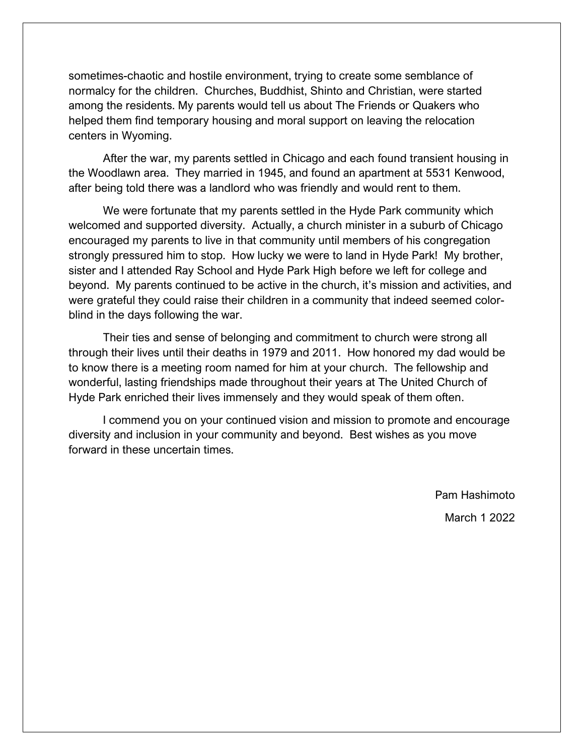sometimes-chaotic and hostile environment, trying to create some semblance of normalcy for the children. Churches, Buddhist, Shinto and Christian, were started among the residents. My parents would tell us about The Friends or Quakers who helped them find temporary housing and moral support on leaving the relocation centers in Wyoming.

After the war, my parents settled in Chicago and each found transient housing in the Woodlawn area. They married in 1945, and found an apartment at 5531 Kenwood, after being told there was a landlord who was friendly and would rent to them.

We were fortunate that my parents settled in the Hyde Park community which welcomed and supported diversity. Actually, a church minister in a suburb of Chicago encouraged my parents to live in that community until members of his congregation strongly pressured him to stop. How lucky we were to land in Hyde Park! My brother, sister and I attended Ray School and Hyde Park High before we left for college and beyond. My parents continued to be active in the church, it's mission and activities, and were grateful they could raise their children in a community that indeed seemed color-blind in the days following the war.

Their ties and sense of belonging and commitment to church were strong all through their lives until their deaths in 1979 and 2011. How honored my dad would be to know there is a meeting room named for him at your church. The fellowship and wonderful, lasting friendships made throughout their years at The United Church of Hyde Park enriched their lives immensely and they would speak of them often.

I commend you on your continued vision and mission to promote and encourage diversity and inclusion in your community and beyond. Best wishes as you move forward in these uncertain times.

Pam Hashimoto

March 1 2022